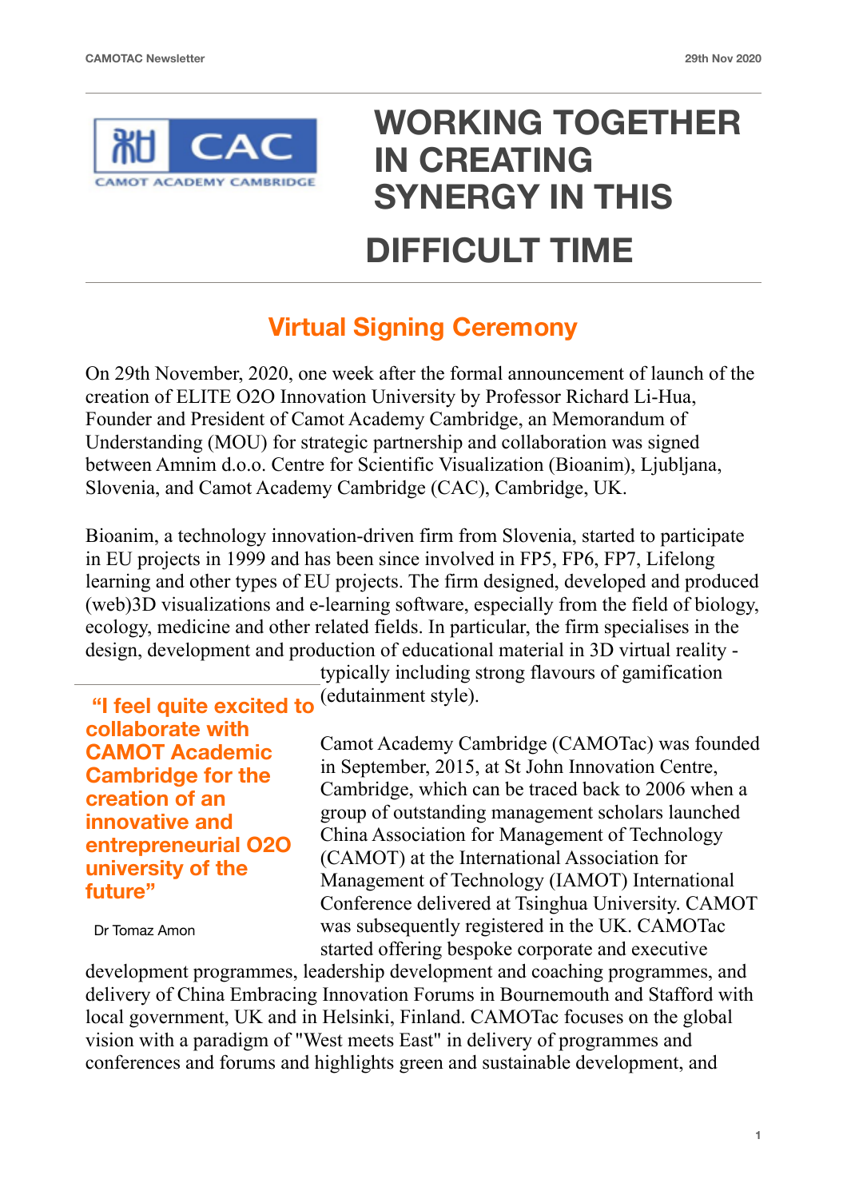# WORKING TOGETHER IN CREATING SYNERGY IN THIS DIFFICULT TIME

## Virtual Signing Ceremony

On 29th November, 2020, one week after the formal announcement of launch of the creation of ELITE O2O Innovation University by Professor Richard Li-Hua, Founder and President of Camot Academy Cambridge, an Memorandum of Understanding (MOU) for strategic partnership and collaboration was signed between Amnim d.o.o. Centre for Scientific Visualization (Bioanim), Ljubljana, Slovenia, and Camot Academy Cambridge (CAC), Cambridge, UK.

Bioanim, a technology innovation-driven firm from Slovenia, started to participate in EU projects in 1999 and has been since involved in FP5, FP6, FP7, Lifelong learning and other types of EU projects. The firm designed, developed and produced (web)3D visualizations and e-learning software, especially from the field of biology, ecology, medicine and other related fields. In particular, the firm specialises in the design, development and production of educational material in 3D virtual reality - typically including strong flavours of gamification (edutainment style).

> **"I feel quite excited to collaborate with CAMOT Academic Cambridge for the creation of an innovative and entrepreneurial O2O university of the future"**
>
> Dr Tomaz Amon

Camot Academy Cambridge (CAMOTac) was founded in September, 2015, at St John Innovation Centre, Cambridge, which can be traced back to 2006 when a group of outstanding management scholars launched China Association for Management of Technology (CAMOT) at the International Association for Management of Technology (IAMOT) International Conference delivered at Tsinghua University. CAMOT was subsequently registered in the UK. CAMOTac started offering bespoke corporate and executive development programmes, leadership development and coaching programmes, and delivery of China Embracing Innovation Forums in Bournemouth and Stafford with local government, UK and in Helsinki, Finland. CAMOTac focuses on the global vision with a paradigm of "West meets East" in delivery of programmes and conferences and forums and highlights green and sustainable development, and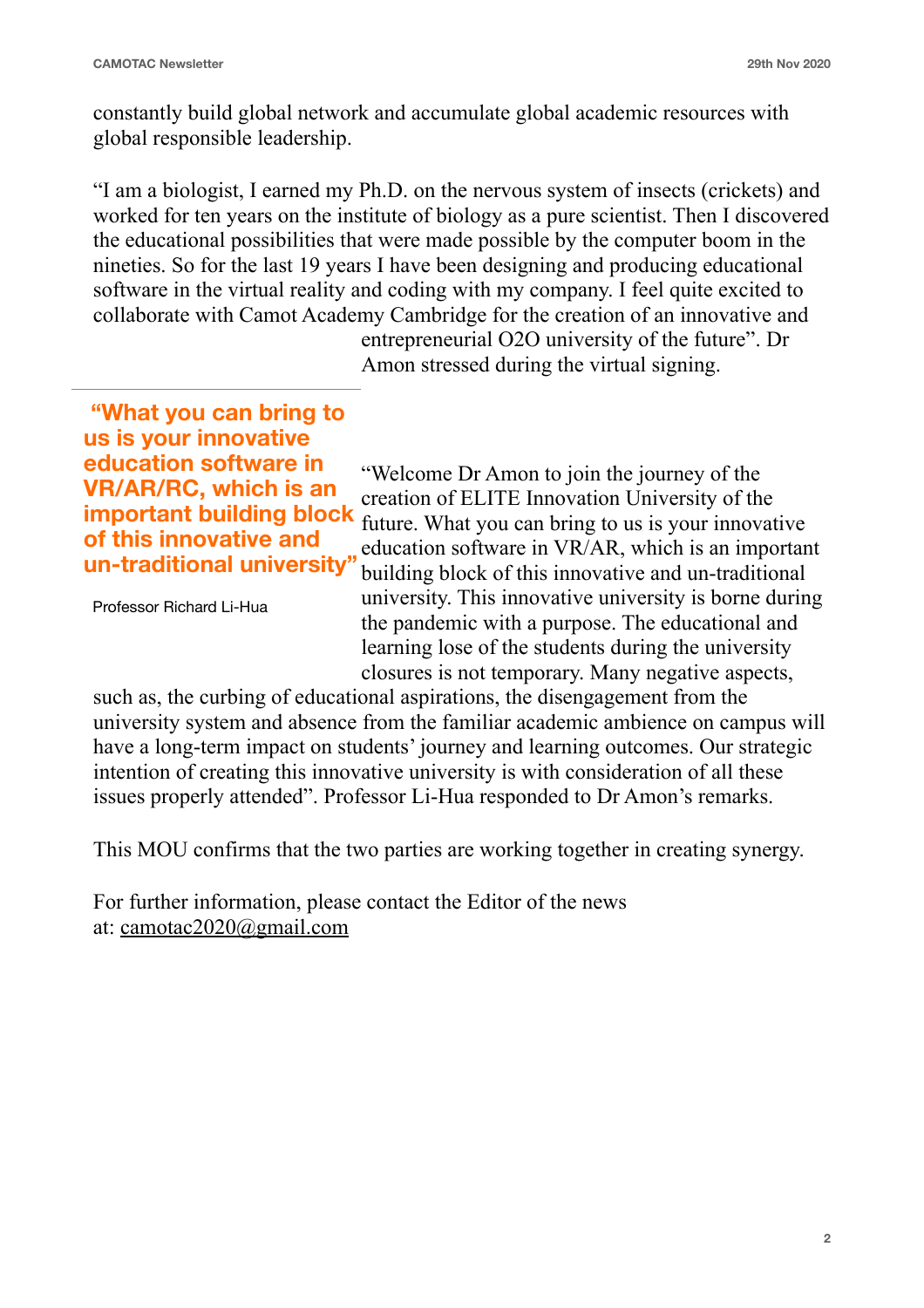constantly build global network and accumulate global academic resources with global responsible leadership.

“I am a biologist, I earned my Ph.D. on the nervous system of insects (crickets) and worked for ten years on the institute of biology as a pure scientist. Then I discovered the educational possibilities that were made possible by the computer boom in the nineties. So for the last 19 years I have been designing and producing educational software in the virtual reality and coding with my company. I feel quite excited to collaborate with Camot Academy Cambridge for the creation of an innovative and entrepreneurial O2O university of the future”. Dr Amon stressed during the virtual signing.

> **“What you can bring to us is your innovative education software in VR/AR/RC, which is an important building block of this innovative and un-traditional university”**
>
> Professor Richard Li-Hua

“Welcome Dr Amon to join the journey of the creation of ELITE Innovation University of the future. What you can bring to us is your innovative education software in VR/AR, which is an important building block of this innovative and un-traditional university. This innovative university is borne during the pandemic with a purpose. The educational and learning lose of the students during the university closures is not temporary. Many negative aspects, such as, the curbing of educational aspirations, the disengagement from the university system and absence from the familiar academic ambience on campus will have a long-term impact on students’ journey and learning outcomes. Our strategic intention of creating this innovative university is with consideration of all these issues properly attended”. Professor Li-Hua responded to Dr Amon’s remarks.

This MOU confirms that the two parties are working together in creating synergy.

For further information, please contact the Editor of the news at: camotac2020@gmail.com